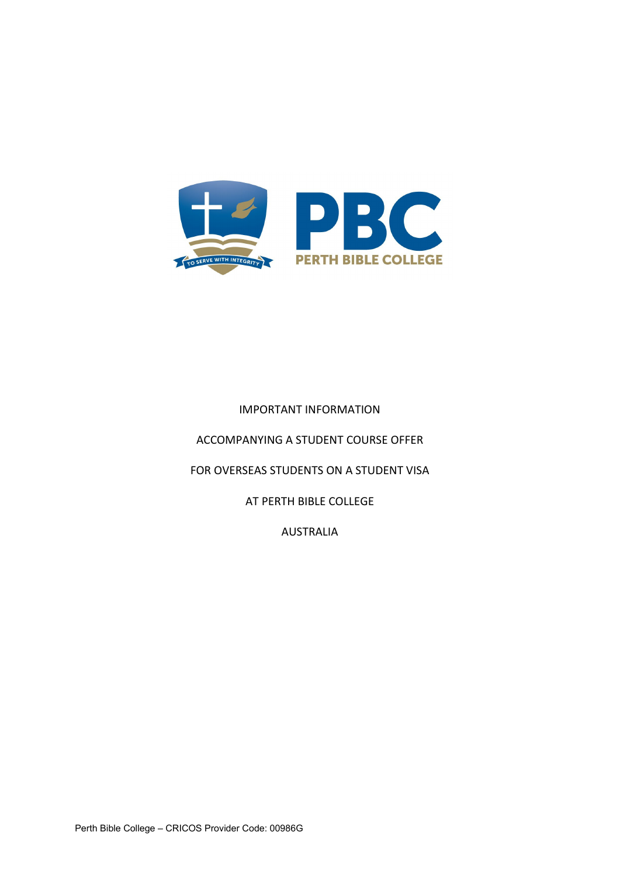IMPORTANT INFORMATION

ACCOMPANYING A STUDENT COURSE OFFER

FOR OVERSEAS STUDENTS ON A STUDENT VISA

AT PERTH BIBLE COLLEGE

AUSTRALIA

Perth Bible College – CRICOS Provider Code: 00986G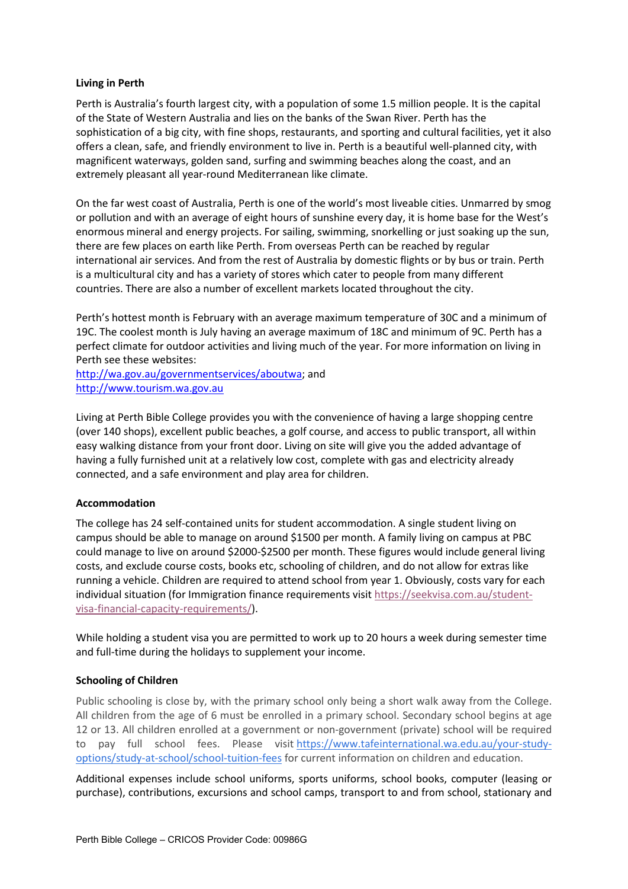**Living in Perth**

Perth is Australia's fourth largest city, with a population of some 1.5 million people. It is the capital of the State of Western Australia and lies on the banks of the Swan River. Perth has the sophistication of a big city, with fine shops, restaurants, and sporting and cultural facilities, yet it also offers a clean, safe, and friendly environment to live in. Perth is a beautiful well-planned city, with magnificent waterways, golden sand, surfing and swimming beaches along the coast, and an extremely pleasant all year-round Mediterranean like climate.

On the far west coast of Australia, Perth is one of the world's most liveable cities. Unmarred by smog or pollution and with an average of eight hours of sunshine every day, it is home base for the West's enormous mineral and energy projects. For sailing, swimming, snorkelling or just soaking up the sun, there are few places on earth like Perth. From overseas Perth can be reached by regular international air services. And from the rest of Australia by domestic flights or by bus or train. Perth is a multicultural city and has a variety of stores which cater to people from many different countries. There are also a number of excellent markets located throughout the city.

Perth's hottest month is February with an average maximum temperature of 30C and a minimum of 19C. The coolest month is July having an average maximum of 18C and minimum of 9C. Perth has a perfect climate for outdoor activities and living much of the year. For more information on living in Perth see these websites:
http://wa.gov.au/governmentservices/aboutwa; and
http://www.tourism.wa.gov.au

Living at Perth Bible College provides you with the convenience of having a large shopping centre (over 140 shops), excellent public beaches, a golf course, and access to public transport, all within easy walking distance from your front door. Living on site will give you the added advantage of having a fully furnished unit at a relatively low cost, complete with gas and electricity already connected, and a safe environment and play area for children.

**Accommodation**

The college has 24 self-contained units for student accommodation. A single student living on campus should be able to manage on around $1500 per month. A family living on campus at PBC could manage to live on around $2000-$2500 per month. These figures would include general living costs, and exclude course costs, books etc, schooling of children, and do not allow for extras like running a vehicle. Children are required to attend school from year 1. Obviously, costs vary for each individual situation (for Immigration finance requirements visit https://seekvisa.com.au/student-visa-financial-capacity-requirements/).

While holding a student visa you are permitted to work up to 20 hours a week during semester time and full-time during the holidays to supplement your income.

**Schooling of Children**

Public schooling is close by, with the primary school only being a short walk away from the College. All children from the age of 6 must be enrolled in a primary school. Secondary school begins at age 12 or 13. All children enrolled at a government or non-government (private) school will be required to pay full school fees. Please visit https://www.tafeinternational.wa.edu.au/your-study-options/study-at-school/school-tuition-fees for current information on children and education.

Additional expenses include school uniforms, sports uniforms, school books, computer (leasing or purchase), contributions, excursions and school camps, transport to and from school, stationary and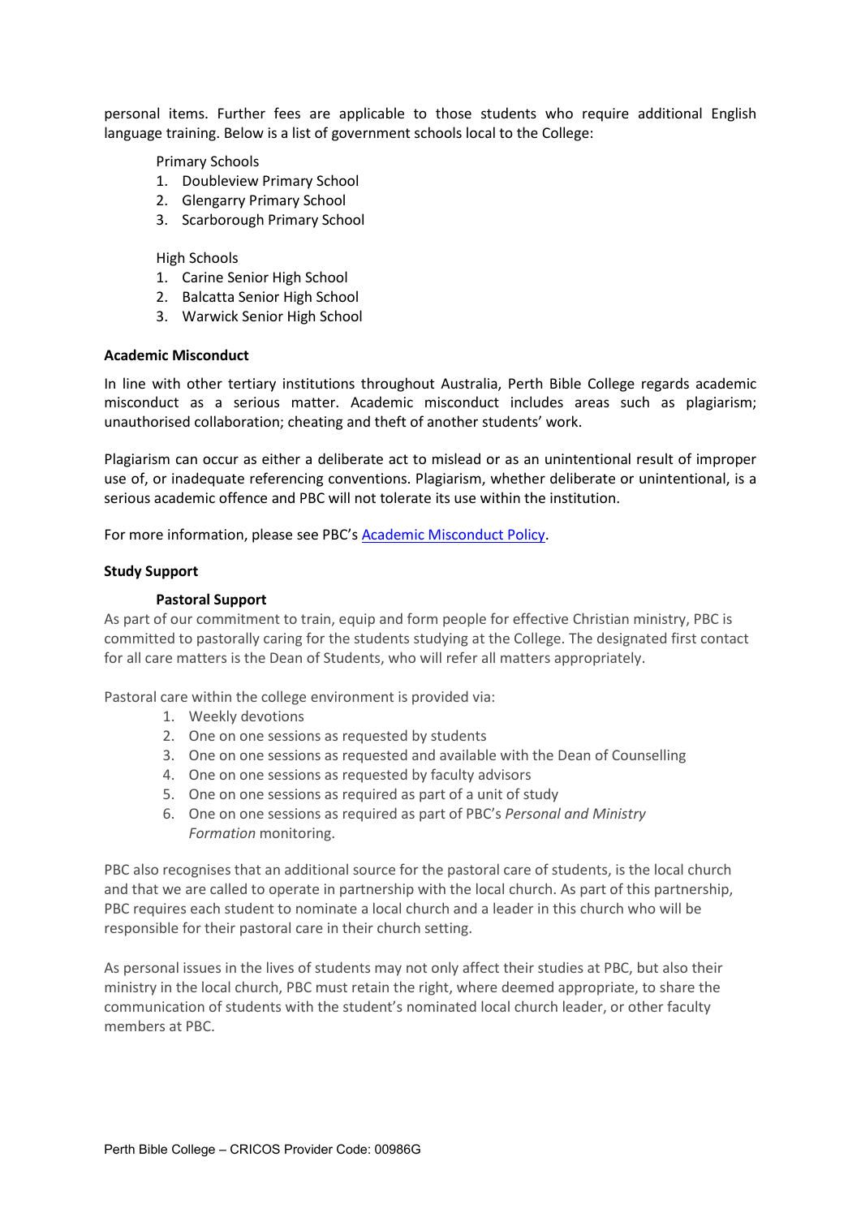personal items. Further fees are applicable to those students who require additional English language training. Below is a list of government schools local to the College:

Primary Schools

1. Doubleview Primary School
2. Glengarry Primary School
3. Scarborough Primary School

High Schools

1. Carine Senior High School
2. Balcatta Senior High School
3. Warwick Senior High School

**Academic Misconduct**

In line with other tertiary institutions throughout Australia, Perth Bible College regards academic misconduct as a serious matter. Academic misconduct includes areas such as plagiarism; unauthorised collaboration; cheating and theft of another students' work.

Plagiarism can occur as either a deliberate act to mislead or as an unintentional result of improper use of, or inadequate referencing conventions. Plagiarism, whether deliberate or unintentional, is a serious academic offence and PBC will not tolerate its use within the institution.

For more information, please see PBC's [Academic Misconduct Policy](#).

**Study Support**

**Pastoral Support**

As part of our commitment to train, equip and form people for effective Christian ministry, PBC is committed to pastorally caring for the students studying at the College. The designated first contact for all care matters is the Dean of Students, who will refer all matters appropriately.

Pastoral care within the college environment is provided via:

1. Weekly devotions
2. One on one sessions as requested by students
3. One on one sessions as requested and available with the Dean of Counselling
4. One on one sessions as requested by faculty advisors
5. One on one sessions as required as part of a unit of study
6. One on one sessions as required as part of PBC's *Personal and Ministry Formation* monitoring.

PBC also recognises that an additional source for the pastoral care of students, is the local church and that we are called to operate in partnership with the local church. As part of this partnership, PBC requires each student to nominate a local church and a leader in this church who will be responsible for their pastoral care in their church setting.

As personal issues in the lives of students may not only affect their studies at PBC, but also their ministry in the local church, PBC must retain the right, where deemed appropriate, to share the communication of students with the student's nominated local church leader, or other faculty members at PBC.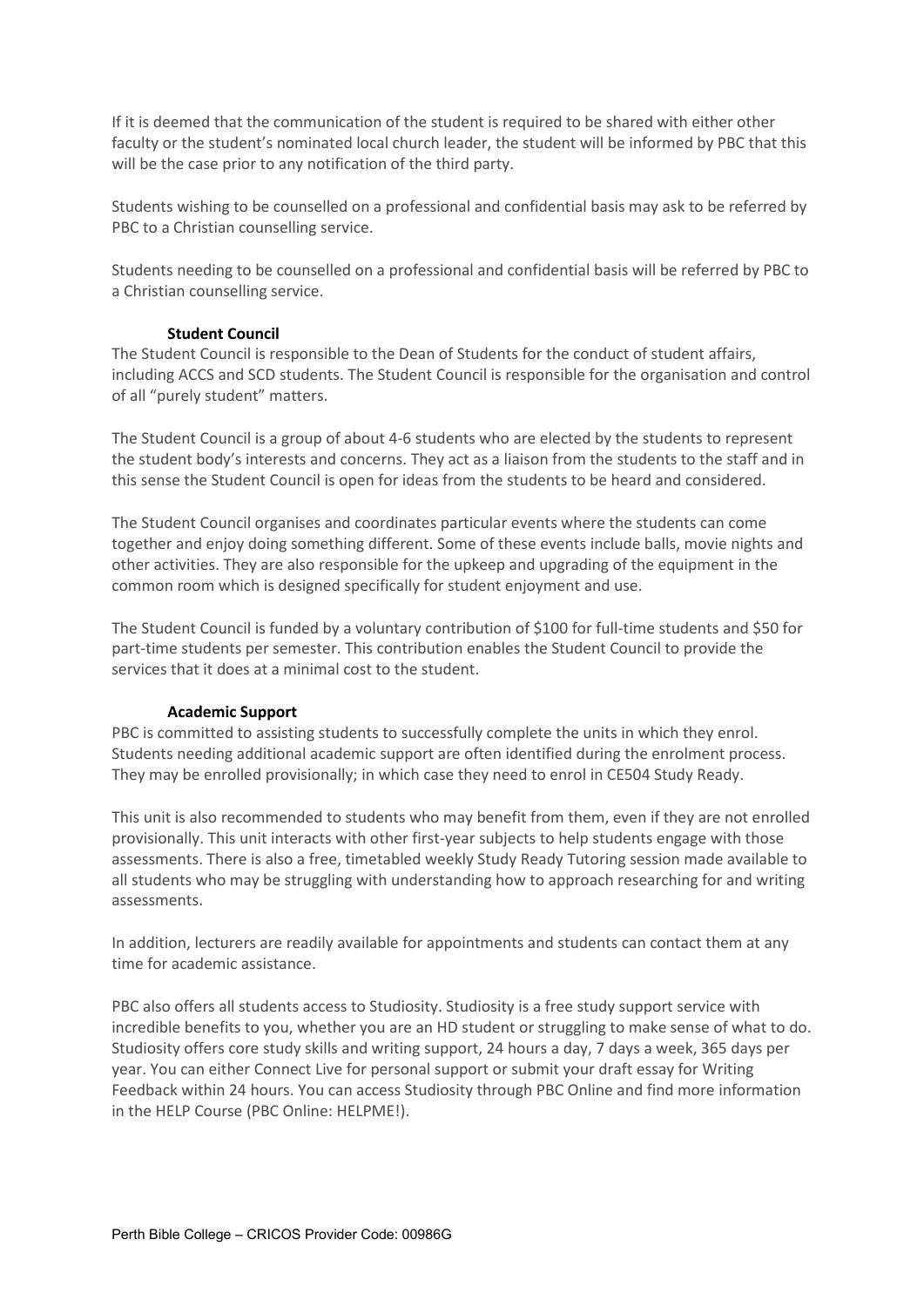If it is deemed that the communication of the student is required to be shared with either other faculty or the student's nominated local church leader, the student will be informed by PBC that this will be the case prior to any notification of the third party.

Students wishing to be counselled on a professional and confidential basis may ask to be referred by PBC to a Christian counselling service.

Students needing to be counselled on a professional and confidential basis will be referred by PBC to a Christian counselling service.

### Student Council

The Student Council is responsible to the Dean of Students for the conduct of student affairs, including ACCS and SCD students. The Student Council is responsible for the organisation and control of all "purely student" matters.

The Student Council is a group of about 4-6 students who are elected by the students to represent the student body's interests and concerns. They act as a liaison from the students to the staff and in this sense the Student Council is open for ideas from the students to be heard and considered.

The Student Council organises and coordinates particular events where the students can come together and enjoy doing something different. Some of these events include balls, movie nights and other activities. They are also responsible for the upkeep and upgrading of the equipment in the common room which is designed specifically for student enjoyment and use.

The Student Council is funded by a voluntary contribution of $100 for full-time students and $50 for part-time students per semester. This contribution enables the Student Council to provide the services that it does at a minimal cost to the student.

### Academic Support

PBC is committed to assisting students to successfully complete the units in which they enrol. Students needing additional academic support are often identified during the enrolment process. They may be enrolled provisionally; in which case they need to enrol in CE504 Study Ready.

This unit is also recommended to students who may benefit from them, even if they are not enrolled provisionally. This unit interacts with other first-year subjects to help students engage with those assessments. There is also a free, timetabled weekly Study Ready Tutoring session made available to all students who may be struggling with understanding how to approach researching for and writing assessments.

In addition, lecturers are readily available for appointments and students can contact them at any time for academic assistance.

PBC also offers all students access to Studiosity. Studiosity is a free study support service with incredible benefits to you, whether you are an HD student or struggling to make sense of what to do. Studiosity offers core study skills and writing support, 24 hours a day, 7 days a week, 365 days per year. You can either Connect Live for personal support or submit your draft essay for Writing Feedback within 24 hours. You can access Studiosity through PBC Online and find more information in the HELP Course (PBC Online: HELPME!).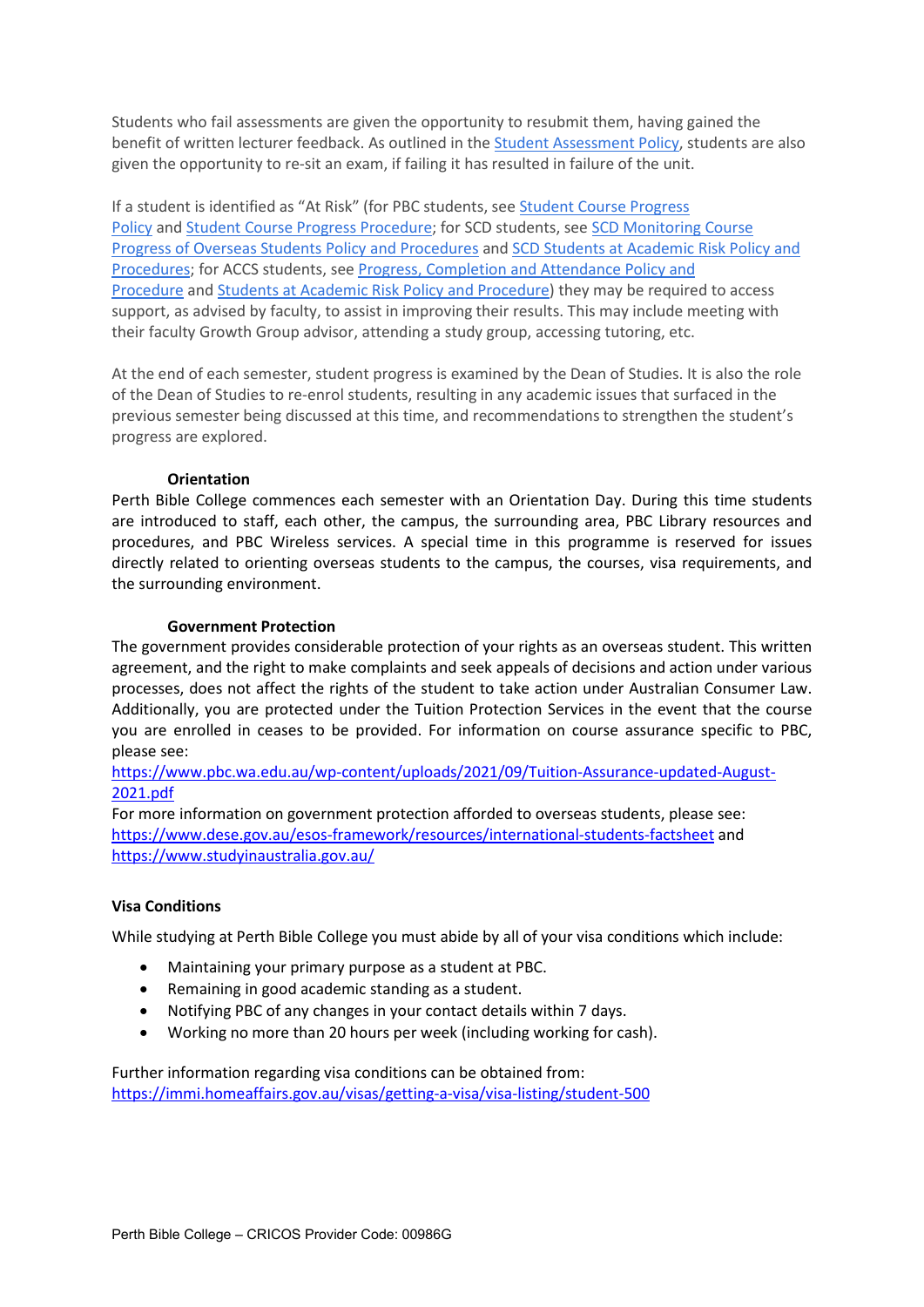Students who fail assessments are given the opportunity to resubmit them, having gained the benefit of written lecturer feedback. As outlined in the Student Assessment Policy, students are also given the opportunity to re-sit an exam, if failing it has resulted in failure of the unit.

If a student is identified as "At Risk" (for PBC students, see Student Course Progress Policy and Student Course Progress Procedure; for SCD students, see SCD Monitoring Course Progress of Overseas Students Policy and Procedures and SCD Students at Academic Risk Policy and Procedures; for ACCS students, see Progress, Completion and Attendance Policy and Procedure and Students at Academic Risk Policy and Procedure) they may be required to access support, as advised by faculty, to assist in improving their results. This may include meeting with their faculty Growth Group advisor, attending a study group, accessing tutoring, etc.

At the end of each semester, student progress is examined by the Dean of Studies. It is also the role of the Dean of Studies to re-enrol students, resulting in any academic issues that surfaced in the previous semester being discussed at this time, and recommendations to strengthen the student's progress are explored.

**Orientation**

Perth Bible College commences each semester with an Orientation Day. During this time students are introduced to staff, each other, the campus, the surrounding area, PBC Library resources and procedures, and PBC Wireless services. A special time in this programme is reserved for issues directly related to orienting overseas students to the campus, the courses, visa requirements, and the surrounding environment.

**Government Protection**

The government provides considerable protection of your rights as an overseas student. This written agreement, and the right to make complaints and seek appeals of decisions and action under various processes, does not affect the rights of the student to take action under Australian Consumer Law. Additionally, you are protected under the Tuition Protection Services in the event that the course you are enrolled in ceases to be provided. For information on course assurance specific to PBC, please see:
https://www.pbc.wa.edu.au/wp-content/uploads/2021/09/Tuition-Assurance-updated-August-2021.pdf
For more information on government protection afforded to overseas students, please see: https://www.dese.gov.au/esos-framework/resources/international-students-factsheet and https://www.studyinaustralia.gov.au/

**Visa Conditions**

While studying at Perth Bible College you must abide by all of your visa conditions which include:

- Maintaining your primary purpose as a student at PBC.
- Remaining in good academic standing as a student.
- Notifying PBC of any changes in your contact details within 7 days.
- Working no more than 20 hours per week (including working for cash).

Further information regarding visa conditions can be obtained from:
https://immi.homeaffairs.gov.au/visas/getting-a-visa/visa-listing/student-500